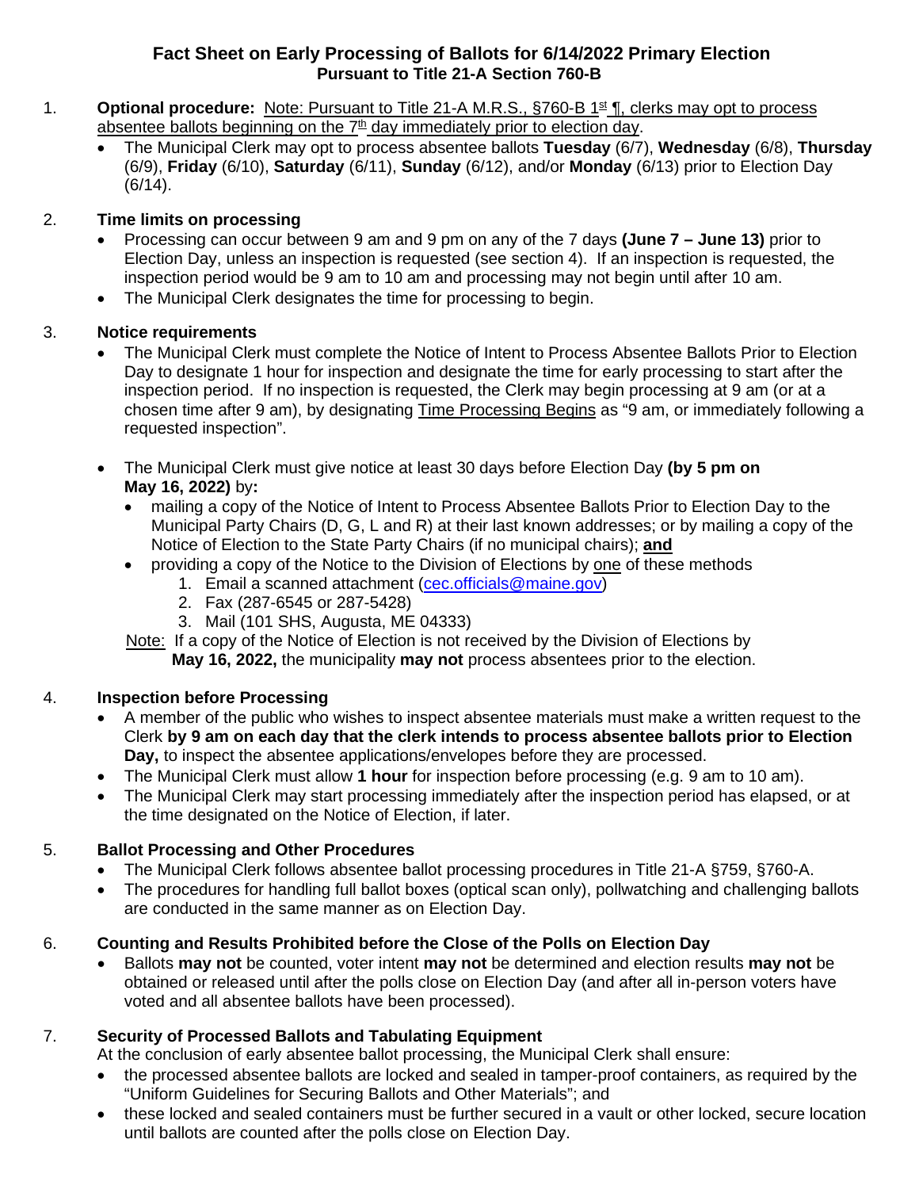# Fact Sheet on Early Processing of Ballots for 6/14/2022 Primary Election

## Pursuant to Title 21-A Section 760-B

1. **Optional procedure:** Note: Pursuant to Title 21-A M.R.S., §760-B 1st ¶, clerks may opt to process absentee ballots beginning on the 7th day immediately prior to election day.
   - The Municipal Clerk may opt to process absentee ballots **Tuesday** (6/7), **Wednesday** (6/8), **Thursday** (6/9), **Friday** (6/10), **Saturday** (6/11), **Sunday** (6/12), and/or **Monday** (6/13) prior to Election Day (6/14).

2. **Time limits on processing**
   - Processing can occur between 9 am and 9 pm on any of the 7 days **(June 7 – June 13)** prior to Election Day, unless an inspection is requested (see section 4). If an inspection is requested, the inspection period would be 9 am to 10 am and processing may not begin until after 10 am.
   - The Municipal Clerk designates the time for processing to begin.

3. **Notice requirements**
   - The Municipal Clerk must complete the Notice of Intent to Process Absentee Ballots Prior to Election Day to designate 1 hour for inspection and designate the time for early processing to start after the inspection period. If no inspection is requested, the Clerk may begin processing at 9 am (or at a chosen time after 9 am), by designating Time Processing Begins as "9 am, or immediately following a requested inspection".
   - The Municipal Clerk must give notice at least 30 days before Election Day **(by 5 pm on May 16, 2022)** by**:**
     - mailing a copy of the Notice of Intent to Process Absentee Ballots Prior to Election Day to the Municipal Party Chairs (D, G, L and R) at their last known addresses; or by mailing a copy of the Notice of Election to the State Party Chairs (if no municipal chairs); **and**
     - providing a copy of the Notice to the Division of Elections by one of these methods
       1. Email a scanned attachment (cec.officials@maine.gov)
       2. Fax (287-6545 or 287-5428)
       3. Mail (101 SHS, Augusta, ME 04333)

   Note: If a copy of the Notice of Election is not received by the Division of Elections by **May 16, 2022,** the municipality **may not** process absentees prior to the election.

4. **Inspection before Processing**
   - A member of the public who wishes to inspect absentee materials must make a written request to the Clerk **by 9 am on each day that the clerk intends to process absentee ballots prior to Election Day,** to inspect the absentee applications/envelopes before they are processed.
   - The Municipal Clerk must allow **1 hour** for inspection before processing (e.g. 9 am to 10 am).
   - The Municipal Clerk may start processing immediately after the inspection period has elapsed, or at the time designated on the Notice of Election, if later.

5. **Ballot Processing and Other Procedures**
   - The Municipal Clerk follows absentee ballot processing procedures in Title 21-A §759, §760-A.
   - The procedures for handling full ballot boxes (optical scan only), pollwatching and challenging ballots are conducted in the same manner as on Election Day.

6. **Counting and Results Prohibited before the Close of the Polls on Election Day**
   - Ballots **may not** be counted, voter intent **may not** be determined and election results **may not** be obtained or released until after the polls close on Election Day (and after all in-person voters have voted and all absentee ballots have been processed).

7. **Security of Processed Ballots and Tabulating Equipment**

   At the conclusion of early absentee ballot processing, the Municipal Clerk shall ensure:
   - the processed absentee ballots are locked and sealed in tamper-proof containers, as required by the "Uniform Guidelines for Securing Ballots and Other Materials"; and
   - these locked and sealed containers must be further secured in a vault or other locked, secure location until ballots are counted after the polls close on Election Day.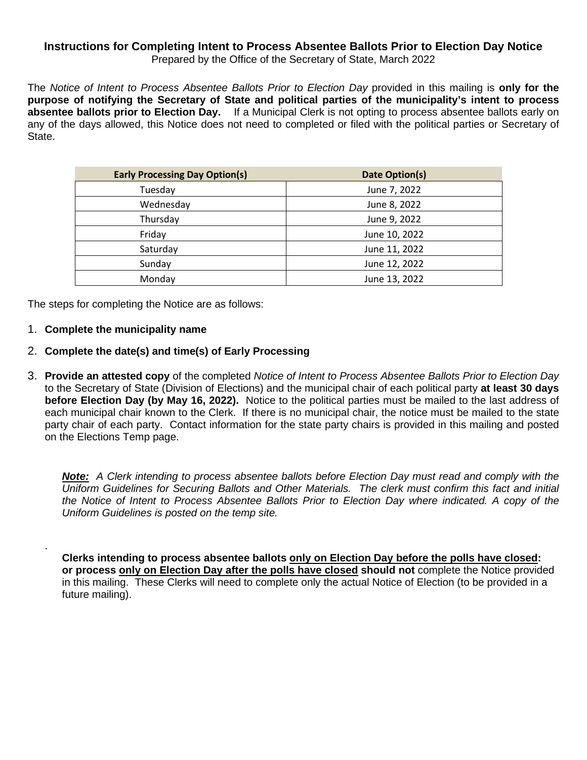## Instructions for Completing Intent to Process Absentee Ballots Prior to Election Day Notice

Prepared by the Office of the Secretary of State, March 2022

The *Notice of Intent to Process Absentee Ballots Prior to Election Day* provided in this mailing is **only for the purpose of notifying the Secretary of State and political parties of the municipality's intent to process absentee ballots prior to Election Day.** If a Municipal Clerk is not opting to process absentee ballots early on any of the days allowed, this Notice does not need to completed or filed with the political parties or Secretary of State.

| Early Processing Day Option(s) | Date Option(s) |
| --- | --- |
| Tuesday | June 7, 2022 |
| Wednesday | June 8, 2022 |
| Thursday | June 9, 2022 |
| Friday | June 10, 2022 |
| Saturday | June 11, 2022 |
| Sunday | June 12, 2022 |
| Monday | June 13, 2022 |

The steps for completing the Notice are as follows:

1. **Complete the municipality name**
2. **Complete the date(s) and time(s) of Early Processing**
3. **Provide an attested copy** of the completed *Notice of Intent to Process Absentee Ballots Prior to Election Day* to the Secretary of State (Division of Elections) and the municipal chair of each political party **at least 30 days before Election Day (by May 16, 2022).** Notice to the political parties must be mailed to the last address of each municipal chair known to the Clerk. If there is no municipal chair, the notice must be mailed to the state party chair of each party. Contact information for the state party chairs is provided in this mailing and posted on the Elections Temp page.

   ***Note:*** *A Clerk intending to process absentee ballots before Election Day must read and comply with the Uniform Guidelines for Securing Ballots and Other Materials. The clerk must confirm this fact and initial the Notice of Intent to Process Absentee Ballots Prior to Election Day where indicated. A copy of the Uniform Guidelines is posted on the temp site.*

   .

   **Clerks intending to process absentee ballots <u>only on Election Day before the polls have closed</u>: or process <u>only on Election Day after the polls have closed</u> should not** complete the Notice provided in this mailing. These Clerks will need to complete only the actual Notice of Election (to be provided in a future mailing).